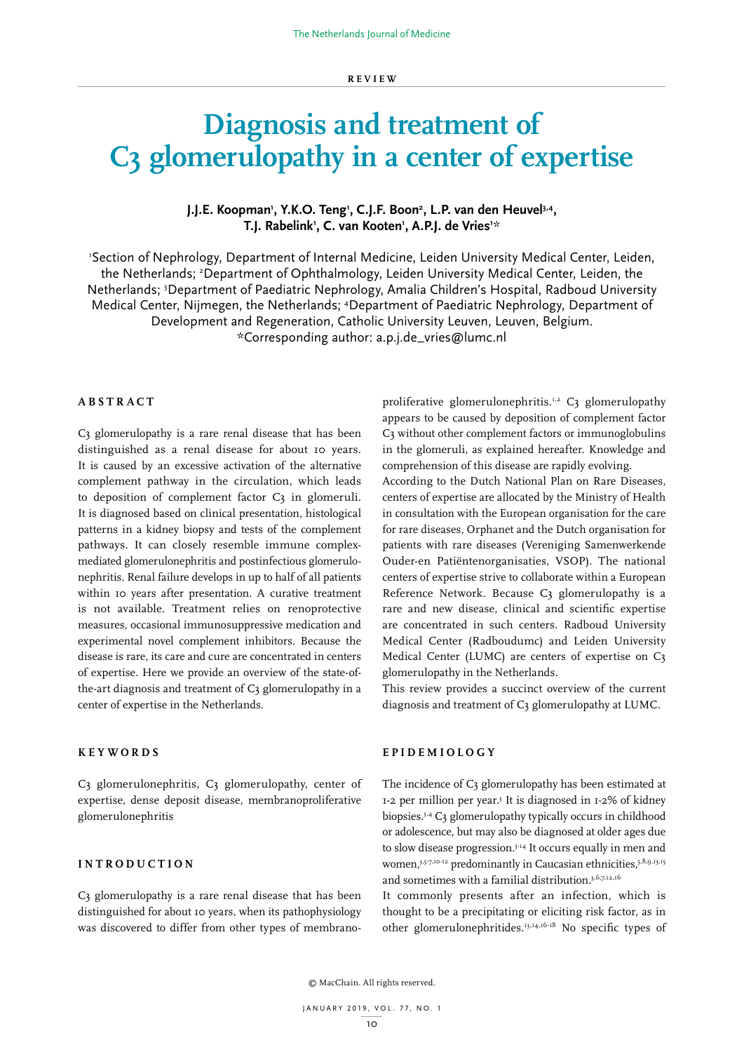REVIEW

# Diagnosis and treatment of C3 glomerulopathy in a center of expertise

**J.J.E. Koopman[1], Y.K.O. Teng[1], C.J.F. Boon[2], L.P. van den Heuvel[3,4], T.J. Rabelink[1], C. van Kooten[1], A.P.J. de Vries[1]***

[1]Section of Nephrology, Department of Internal Medicine, Leiden University Medical Center, Leiden, the Netherlands; [2]Department of Ophthalmology, Leiden University Medical Center, Leiden, the Netherlands; [3]Department of Paediatric Nephrology, Amalia Children's Hospital, Radboud University Medical Center, Nijmegen, the Netherlands; [4]Department of Paediatric Nephrology, Department of Development and Regeneration, Catholic University Leuven, Leuven, Belgium. *Corresponding author: a.p.j.de_vries@lumc.nl

## ABSTRACT

C3 glomerulopathy is a rare renal disease that has been distinguished as a renal disease for about 10 years. It is caused by an excessive activation of the alternative complement pathway in the circulation, which leads to deposition of complement factor C3 in glomeruli. It is diagnosed based on clinical presentation, histological patterns in a kidney biopsy and tests of the complement pathways. It can closely resemble immune complex-mediated glomerulonephritis and postinfectious glomerulonephritis. Renal failure develops in up to half of all patients within 10 years after presentation. A curative treatment is not available. Treatment relies on renoprotective measures, occasional immunosuppressive medication and experimental novel complement inhibitors. Because the disease is rare, its care and cure are concentrated in centers of expertise. Here we provide an overview of the state-of-the-art diagnosis and treatment of C3 glomerulopathy in a center of expertise in the Netherlands.

## KEYWORDS

C3 glomerulonephritis, C3 glomerulopathy, center of expertise, dense deposit disease, membranoproliferative glomerulonephritis

## INTRODUCTION

C3 glomerulopathy is a rare renal disease that has been distinguished for about 10 years, when its pathophysiology was discovered to differ from other types of membranoproliferative glomerulonephritis.[1,2] C3 glomerulopathy appears to be caused by deposition of complement factor C3 without other complement factors or immunoglobulins in the glomeruli, as explained hereafter. Knowledge and comprehension of this disease are rapidly evolving.

According to the Dutch National Plan on Rare Diseases, centers of expertise are allocated by the Ministry of Health in consultation with the European organisation for the care for rare diseases, Orphanet and the Dutch organisation for patients with rare diseases (Vereniging Samenwerkende Ouder-en Patiëntenorganisaties, VSOP). The national centers of expertise strive to collaborate within a European Reference Network. Because C3 glomerulopathy is a rare and new disease, clinical and scientific expertise are concentrated in such centers. Radboud University Medical Center (Radboudumc) and Leiden University Medical Center (LUMC) are centers of expertise on C3 glomerulopathy in the Netherlands.

This review provides a succinct overview of the current diagnosis and treatment of C3 glomerulopathy at LUMC.

## EPIDEMIOLOGY

The incidence of C3 glomerulopathy has been estimated at 1-2 per million per year.[3] It is diagnosed in 1-2% of kidney biopsies.[3,4] C3 glomerulopathy typically occurs in childhood or adolescence, but may also be diagnosed at older ages due to slow disease progression.[3-14] It occurs equally in men and women,[3,5-7,10-12] predominantly in Caucasian ethnicities,[5,8,9,13,15] and sometimes with a familial distribution.[3,6,7,12,16]

It commonly presents after an infection, which is thought to be a precipitating or eliciting risk factor, as in other glomerulonephritides.[13,14,16-18] No specific types of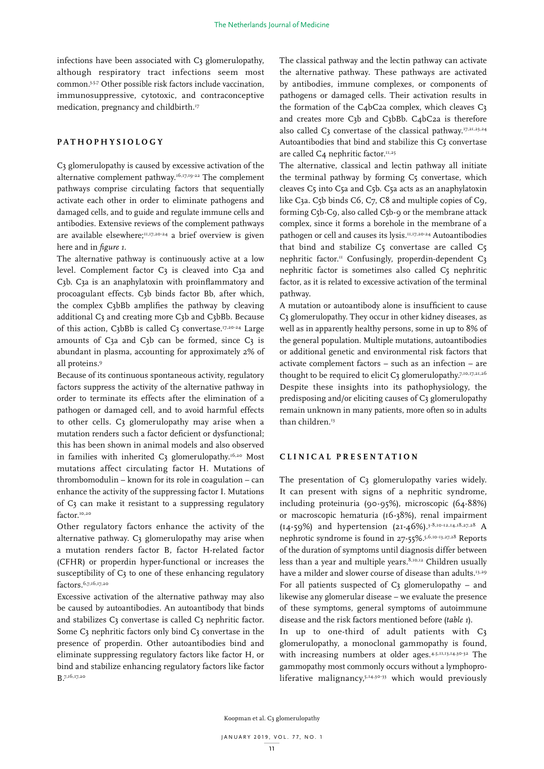infections have been associated with C3 glomerulopathy, although respiratory tract infections seem most common.[3,5,7] Other possible risk factors include vaccination, immunosuppressive, cytotoxic, and contraconceptive medication, pregnancy and childbirth.[17]

## PATHOPHYSIOLOGY

C3 glomerulopathy is caused by excessive activation of the alternative complement pathway.[16,17,19-22] The complement pathways comprise circulating factors that sequentially activate each other in order to eliminate pathogens and damaged cells, and to guide and regulate immune cells and antibodies. Extensive reviews of the complement pathways are available elsewhere;[11,17,20-24] a brief overview is given here and in *figure 1*.

The alternative pathway is continuously active at a low level. Complement factor C3 is cleaved into C3a and C3b. C3a is an anaphylatoxin with proinflammatory and procoagulant effects. C3b binds factor Bb, after which, the complex C3bBb amplifies the pathway by cleaving additional C3 and creating more C3b and C3bBb. Because of this action, C3bBb is called C3 convertase.[17,20-24] Large amounts of C3a and C3b can be formed, since C3 is abundant in plasma, accounting for approximately 2% of all proteins.[9]

Because of its continuous spontaneous activity, regulatory factors suppress the activity of the alternative pathway in order to terminate its effects after the elimination of a pathogen or damaged cell, and to avoid harmful effects to other cells. C3 glomerulopathy may arise when a mutation renders such a factor deficient or dysfunctional; this has been shown in animal models and also observed in families with inherited C3 glomerulopathy.[16,20] Most mutations affect circulating factor H. Mutations of thrombomodulin – known for its role in coagulation – can enhance the activity of the suppressing factor I. Mutations of C3 can make it resistant to a suppressing regulatory factor.[10,20]

Other regulatory factors enhance the activity of the alternative pathway. C3 glomerulopathy may arise when a mutation renders factor B, factor H-related factor (CFHR) or properdin hyper-functional or increases the susceptibility of C3 to one of these enhancing regulatory factors.[6,7,16,17,20]

Excessive activation of the alternative pathway may also be caused by autoantibodies. An autoantibody that binds and stabilizes C3 convertase is called C3 nephritic factor. Some C3 nephritic factors only bind C3 convertase in the presence of properdin. Other autoantibodies bind and eliminate suppressing regulatory factors like factor H, or bind and stabilize enhancing regulatory factors like factor B.[7,16,17,20]

The classical pathway and the lectin pathway can activate the alternative pathway. These pathways are activated by antibodies, immune complexes, or components of pathogens or damaged cells. Their activation results in the formation of the C4bC2a complex, which cleaves C3 and creates more C3b and C3bBb. C4bC2a is therefore also called C3 convertase of the classical pathway.[17,21,23,24] Autoantibodies that bind and stabilize this C3 convertase are called C4 nephritic factor.[11,25]

The alternative, classical and lectin pathway all initiate the terminal pathway by forming C5 convertase, which cleaves C5 into C5a and C5b. C5a acts as an anaphylatoxin like C3a. C5b binds C6, C7, C8 and multiple copies of C9, forming C5b-C9, also called C5b-9 or the membrane attack complex, since it forms a borehole in the membrane of a pathogen or cell and causes its lysis.[11,17,20-24] Autoantibodies that bind and stabilize C5 convertase are called C5 nephritic factor.[11] Confusingly, properdin-dependent C3 nephritic factor is sometimes also called C5 nephritic factor, as it is related to excessive activation of the terminal pathway.

A mutation or autoantibody alone is insufficient to cause C3 glomerulopathy. They occur in other kidney diseases, as well as in apparently healthy persons, some in up to 8% of the general population. Multiple mutations, autoantibodies or additional genetic and environmental risk factors that activate complement factors – such as an infection – are thought to be required to elicit C3 glomerulopathy.[7,10,17,21,26] Despite these insights into its pathophysiology, the predisposing and/or eliciting causes of C3 glomerulopathy remain unknown in many patients, more often so in adults than children.[13]

## CLINICAL PRESENTATION

The presentation of C3 glomerulopathy varies widely. It can present with signs of a nephritic syndrome, including proteinuria (90-95%), microscopic (64-88%) or macroscopic hematuria (16-38%), renal impairment (14-59%) and hypertension (21-46%).[3-8,10-12,14,18,27,28] A nephrotic syndrome is found in 27-55%.[5,6,10-13,27,28] Reports of the duration of symptoms until diagnosis differ between less than a year and multiple years.[8,10,12] Children usually have a milder and slower course of disease than adults.[13,29]

For all patients suspected of C3 glomerulopathy – and likewise any glomerular disease – we evaluate the presence of these symptoms, general symptoms of autoimmune disease and the risk factors mentioned before (*table 1*).

In up to one-third of adult patients with C3 glomerulopathy, a monoclonal gammopathy is found, with increasing numbers at older ages.[4,5,11,13,14,30-32] The gammopathy most commonly occurs without a lymphoproliferative malignancy,[5,14,30-33] which would previously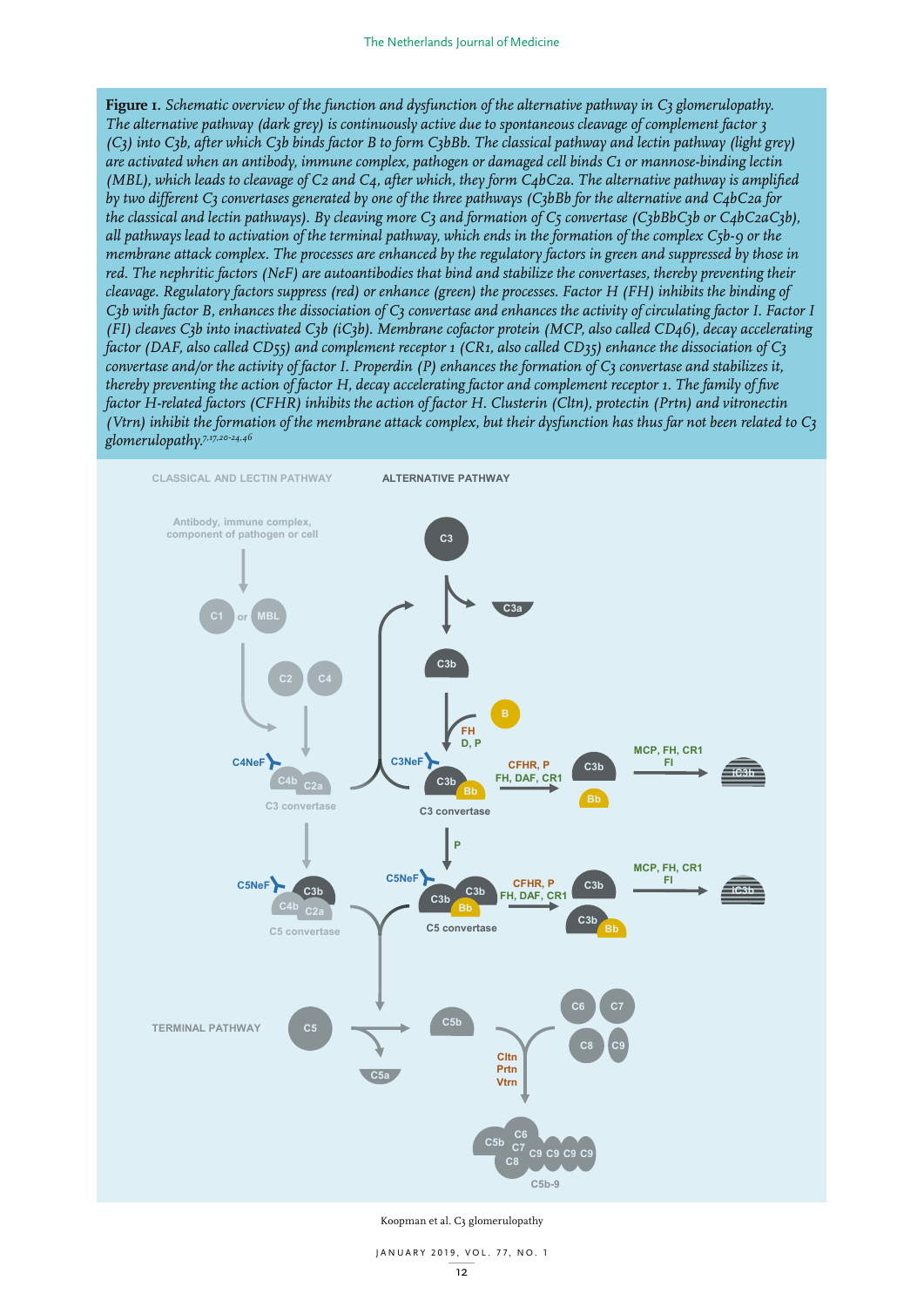**Figure 1.** *Schematic overview of the function and dysfunction of the alternative pathway in C3 glomerulopathy. The alternative pathway (dark grey) is continuously active due to spontaneous cleavage of complement factor 3 (C3) into C3b, after which C3b binds factor B to form C3bBb. The classical pathway and lectin pathway (light grey) are activated when an antibody, immune complex, pathogen or damaged cell binds C1 or mannose-binding lectin (MBL), which leads to cleavage of C2 and C4, after which, they form C4bC2a. The alternative pathway is amplified by two different C3 convertases generated by one of the three pathways (C3bBb for the alternative and C4bC2a for the classical and lectin pathways). By cleaving more C3 and formation of C5 convertase (C3bBbC3b or C4bC2aC3b), all pathways lead to activation of the terminal pathway, which ends in the formation of the complex C5b-9 or the membrane attack complex. The processes are enhanced by the regulatory factors in green and suppressed by those in red. The nephritic factors (NeF) are autoantibodies that bind and stabilize the convertases, thereby preventing their cleavage. Regulatory factors suppress (red) or enhance (green) the processes. Factor H (FH) inhibits the binding of C3b with factor B, enhances the dissociation of C3 convertase and enhances the activity of circulating factor I. Factor I (FI) cleaves C3b into inactivated C3b (iC3b). Membrane cofactor protein (MCP, also called CD46), decay accelerating factor (DAF, also called CD55) and complement receptor 1 (CR1, also called CD35) enhance the dissociation of C3 convertase and/or the activity of factor I. Properdin (P) enhances the formation of C3 convertase and stabilizes it, thereby preventing the action of factor H, decay accelerating factor and complement receptor 1. The family of five factor H-related factors (CFHR) inhibits the action of factor H. Clusterin (Cltn), protectin (Prtn) and vitronectin (Vtrn) inhibit the formation of the membrane attack complex, but their dysfunction has thus far not been related to C3 glomerulopathy.*[7,17,20-24,46]

Koopman et al. C3 glomerulopathy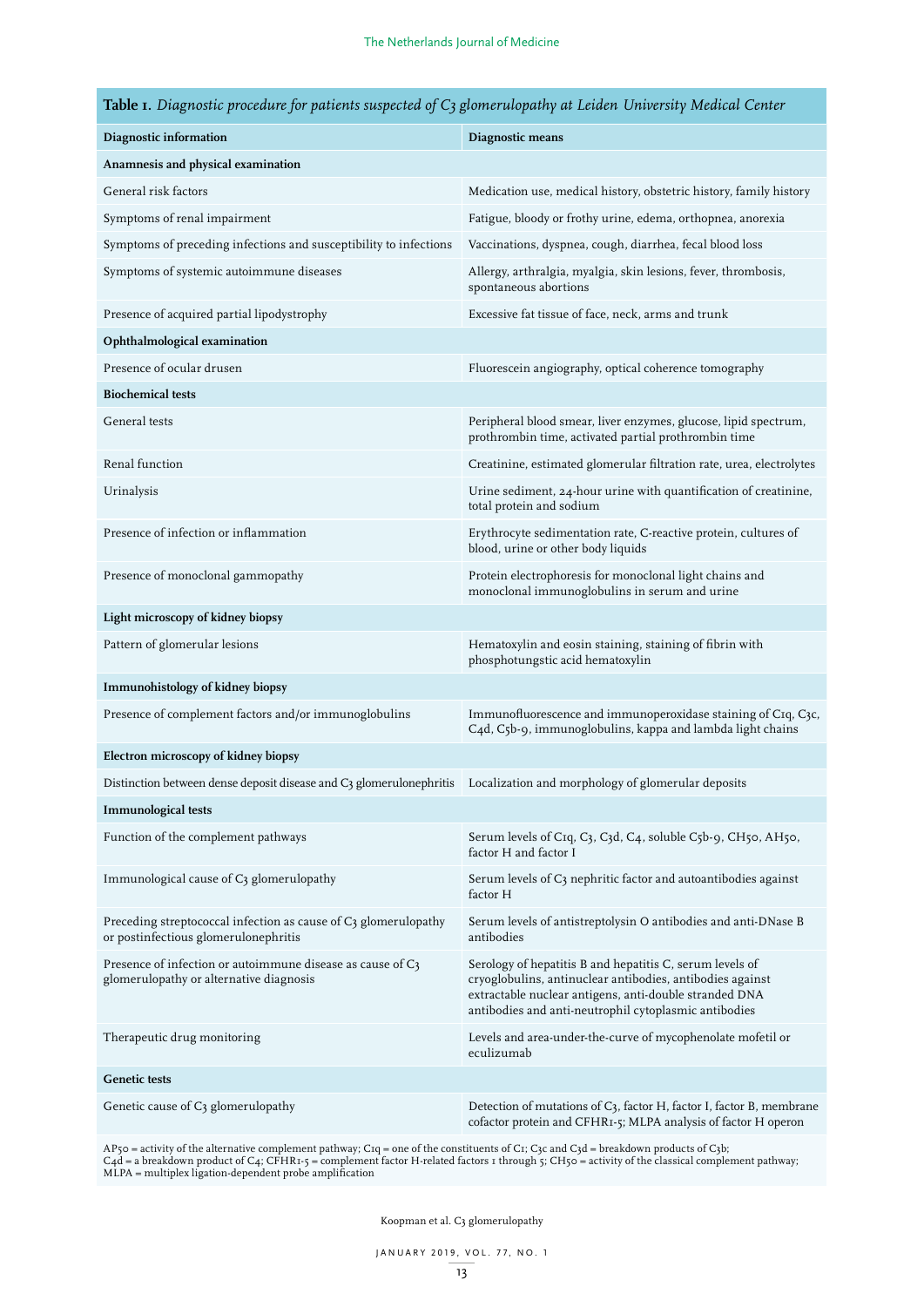**Table 1.** *Diagnostic procedure for patients suspected of C3 glomerulopathy at Leiden University Medical Center*

| Diagnostic information | Diagnostic means |
|---|---|
| **Anamnesis and physical examination** | |
| General risk factors | Medication use, medical history, obstetric history, family history |
| Symptoms of renal impairment | Fatigue, bloody or frothy urine, edema, orthopnea, anorexia |
| Symptoms of preceding infections and susceptibility to infections | Vaccinations, dyspnea, cough, diarrhea, fecal blood loss |
| Symptoms of systemic autoimmune diseases | Allergy, arthralgia, myalgia, skin lesions, fever, thrombosis, spontaneous abortions |
| Presence of acquired partial lipodystrophy | Excessive fat tissue of face, neck, arms and trunk |
| **Ophthalmological examination** | |
| Presence of ocular drusen | Fluorescein angiography, optical coherence tomography |
| **Biochemical tests** | |
| General tests | Peripheral blood smear, liver enzymes, glucose, lipid spectrum, prothrombin time, activated partial prothrombin time |
| Renal function | Creatinine, estimated glomerular filtration rate, urea, electrolytes |
| Urinalysis | Urine sediment, 24-hour urine with quantification of creatinine, total protein and sodium |
| Presence of infection or inflammation | Erythrocyte sedimentation rate, C-reactive protein, cultures of blood, urine or other body liquids |
| Presence of monoclonal gammopathy | Protein electrophoresis for monoclonal light chains and monoclonal immunoglobulins in serum and urine |
| **Light microscopy of kidney biopsy** | |
| Pattern of glomerular lesions | Hematoxylin and eosin staining, staining of fibrin with phosphotungstic acid hematoxylin |
| **Immunohistology of kidney biopsy** | |
| Presence of complement factors and/or immunoglobulins | Immunofluorescence and immunoperoxidase staining of C1q, C3c, C4d, C5b-9, immunoglobulins, kappa and lambda light chains |
| **Electron microscopy of kidney biopsy** | |
| Distinction between dense deposit disease and C3 glomerulonephritis | Localization and morphology of glomerular deposits |
| **Immunological tests** | |
| Function of the complement pathways | Serum levels of C1q, C3, C3d, C4, soluble C5b-9, CH50, AH50, factor H and factor I |
| Immunological cause of C3 glomerulopathy | Serum levels of C3 nephritic factor and autoantibodies against factor H |
| Preceding streptococcal infection as cause of C3 glomerulopathy or postinfectious glomerulonephritis | Serum levels of antistreptolysin O antibodies and anti-DNase B antibodies |
| Presence of infection or autoimmune disease as cause of C3 glomerulopathy or alternative diagnosis | Serology of hepatitis B and hepatitis C, serum levels of cryoglobulins, antinuclear antibodies, antibodies against extractable nuclear antigens, anti-double stranded DNA antibodies and anti-neutrophil cytoplasmic antibodies |
| Therapeutic drug monitoring | Levels and area-under-the-curve of mycophenolate mofetil or eculizumab |
| **Genetic tests** | |
| Genetic cause of C3 glomerulopathy | Detection of mutations of C3, factor H, factor I, factor B, membrane cofactor protein and CFHR1-5; MLPA analysis of factor H operon |

AP50 = activity of the alternative complement pathway; C1q = one of the constituents of C1; C3c and C3d = breakdown products of C3b; C4d = a breakdown product of C4; CFHR1-5 = complement factor H-related factors 1 through 5; CH50 = activity of the classical complement pathway; MLPA = multiplex ligation-dependent probe amplification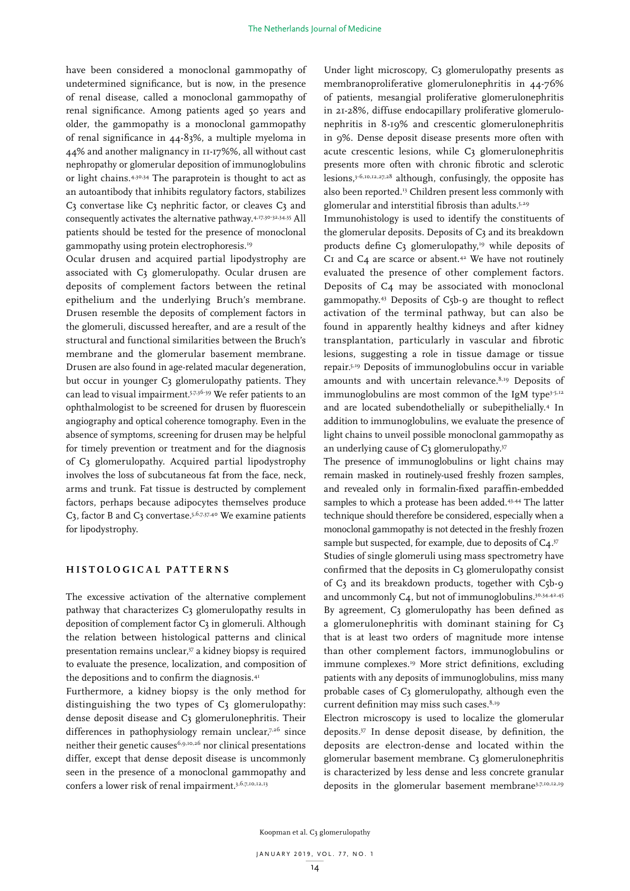have been considered a monoclonal gammopathy of undetermined significance, but is now, in the presence of renal disease, called a monoclonal gammopathy of renal significance. Among patients aged 50 years and older, the gammopathy is a monoclonal gammopathy of renal significance in 44-83%, a multiple myeloma in 44% and another malignancy in 11-17%%, all without cast nephropathy or glomerular deposition of immunoglobulins or light chains.[4,30,34] The paraprotein is thought to act as an autoantibody that inhibits regulatory factors, stabilizes C3 convertase like C3 nephritic factor, or cleaves C3 and consequently activates the alternative pathway.[4,17,30-32,34,35] All patients should be tested for the presence of monoclonal gammopathy using protein electrophoresis.[19]

Ocular drusen and acquired partial lipodystrophy are associated with C3 glomerulopathy. Ocular drusen are deposits of complement factors between the retinal epithelium and the underlying Bruch's membrane. Drusen resemble the deposits of complement factors in the glomeruli, discussed hereafter, and are a result of the structural and functional similarities between the Bruch's membrane and the glomerular basement membrane. Drusen are also found in age-related macular degeneration, but occur in younger C3 glomerulopathy patients. They can lead to visual impairment.[5,7,36-39] We refer patients to an ophthalmologist to be screened for drusen by fluorescein angiography and optical coherence tomography. Even in the absence of symptoms, screening for drusen may be helpful for timely prevention or treatment and for the diagnosis of C3 glomerulopathy. Acquired partial lipodystrophy involves the loss of subcutaneous fat from the face, neck, arms and trunk. Fat tissue is destructed by complement factors, perhaps because adipocytes themselves produce C3, factor B and C3 convertase.[5,6,7,37,40] We examine patients for lipodystrophy.

## HISTOLOGICAL PATTERNS

The excessive activation of the alternative complement pathway that characterizes C3 glomerulopathy results in deposition of complement factor C3 in glomeruli. Although the relation between histological patterns and clinical presentation remains unclear,[37] a kidney biopsy is required to evaluate the presence, localization, and composition of the depositions and to confirm the diagnosis.[41]

Furthermore, a kidney biopsy is the only method for distinguishing the two types of C3 glomerulopathy: dense deposit disease and C3 glomerulonephritis. Their differences in pathophysiology remain unclear,[7,26] since neither their genetic causes[6,9,10,26] nor clinical presentations differ, except that dense deposit disease is uncommonly seen in the presence of a monoclonal gammopathy and confers a lower risk of renal impairment.[3,6,7,10,12,13]

Under light microscopy, C3 glomerulopathy presents as membranoproliferative glomerulonephritis in 44-76% of patients, mesangial proliferative glomerulonephritis in 21-28%, diffuse endocapillary proliferative glomerulonephritis in 8-19% and crescentic glomerulonephritis in 9%. Dense deposit disease presents more often with acute crescentic lesions, while C3 glomerulonephritis presents more often with chronic fibrotic and sclerotic lesions,[3-6,10,12,27,28] although, confusingly, the opposite has also been reported.[13] Children present less commonly with glomerular and interstitial fibrosis than adults.[5,29]

Immunohistology is used to identify the constituents of the glomerular deposits. Deposits of C3 and its breakdown products define C3 glomerulopathy,[19] while deposits of C1 and C4 are scarce or absent.[42] We have not routinely evaluated the presence of other complement factors. Deposits of C4 may be associated with monoclonal gammopathy.[43] Deposits of C5b-9 are thought to reflect activation of the terminal pathway, but can also be found in apparently healthy kidneys and after kidney transplantation, particularly in vascular and fibrotic lesions, suggesting a role in tissue damage or tissue repair.[5,19] Deposits of immunoglobulins occur in variable amounts and with uncertain relevance.[8,19] Deposits of immunoglobulins are most common of the IgM type[3-5,12] and are located subendothelially or subepithelially.[4] In addition to immunoglobulins, we evaluate the presence of light chains to unveil possible monoclonal gammopathy as an underlying cause of C3 glomerulopathy.[37]

The presence of immunoglobulins or light chains may remain masked in routinely-used freshly frozen samples, and revealed only in formalin-fixed paraffin-embedded samples to which a protease has been added.[43,44] The latter technique should therefore be considered, especially when a monoclonal gammopathy is not detected in the freshly frozen sample but suspected, for example, due to deposits of C4.[37]

Studies of single glomeruli using mass spectrometry have confirmed that the deposits in C3 glomerulopathy consist of C3 and its breakdown products, together with C5b-9 and uncommonly C4, but not of immunoglobulins.[30,34,42,45] By agreement, C3 glomerulopathy has been defined as a glomerulonephritis with dominant staining for C3 that is at least two orders of magnitude more intense than other complement factors, immunoglobulins or immune complexes.[19] More strict definitions, excluding patients with any deposits of immunoglobulins, miss many probable cases of C3 glomerulopathy, although even the current definition may miss such cases.[8,19]

Electron microscopy is used to localize the glomerular deposits.[37] In dense deposit disease, by definition, the deposits are electron-dense and located within the glomerular basement membrane. C3 glomerulonephritis is characterized by less dense and less concrete granular deposits in the glomerular basement membrane[3,7,10,12,19]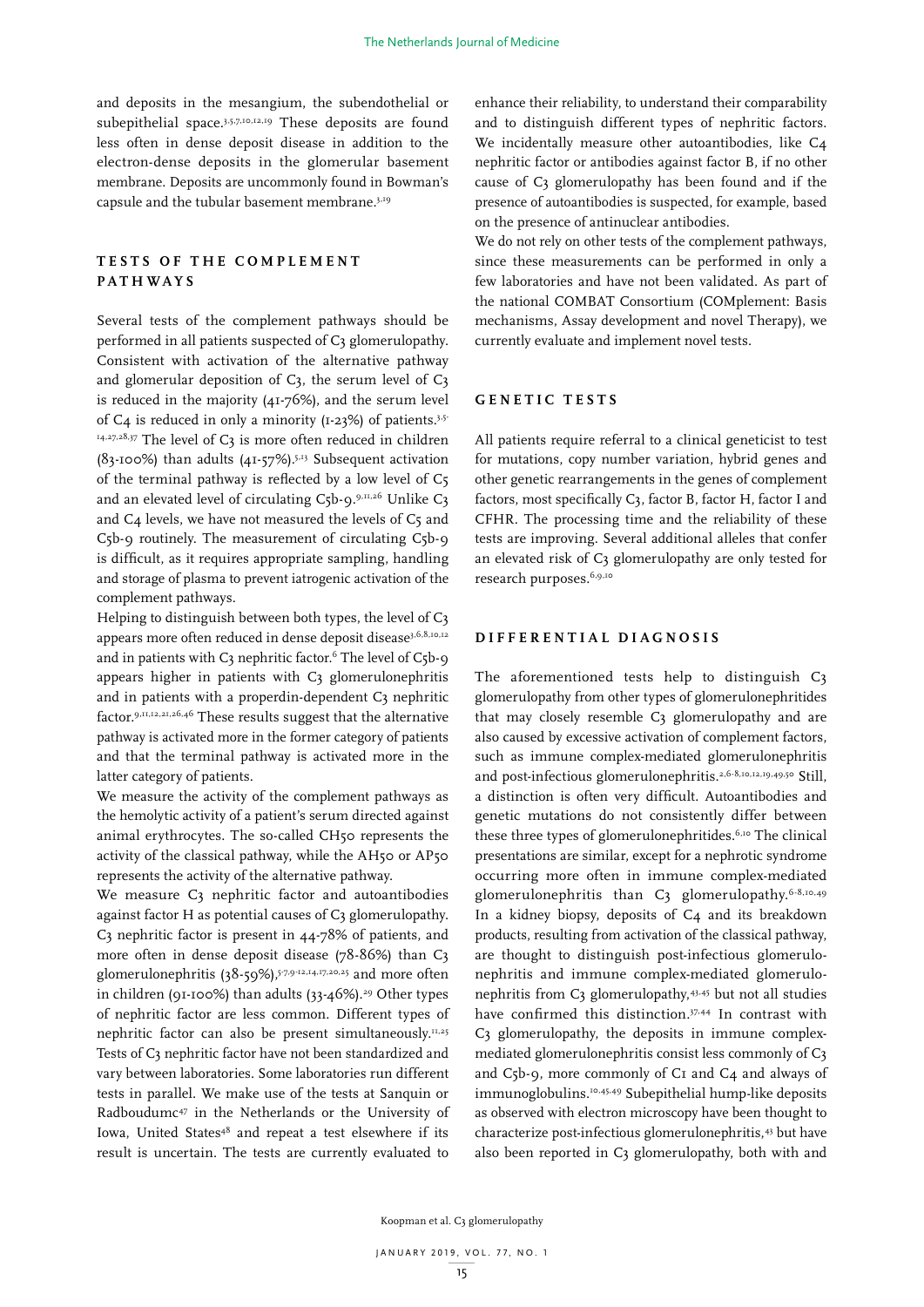and deposits in the mesangium, the subendothelial or subepithelial space.[3,5,7,10,12,19] These deposits are found less often in dense deposit disease in addition to the electron-dense deposits in the glomerular basement membrane. Deposits are uncommonly found in Bowman's capsule and the tubular basement membrane.[3,19]

## TESTS OF THE COMPLEMENT PATHWAYS

Several tests of the complement pathways should be performed in all patients suspected of C3 glomerulopathy. Consistent with activation of the alternative pathway and glomerular deposition of C3, the serum level of C3 is reduced in the majority (41-76%), and the serum level of C4 is reduced in only a minority (1-23%) of patients.[3,5-14,27,28,37] The level of C3 is more often reduced in children (83-100%) than adults (41-57%).[5,13] Subsequent activation of the terminal pathway is reflected by a low level of C5 and an elevated level of circulating C5b-9.[9,11,26] Unlike C3 and C4 levels, we have not measured the levels of C5 and C5b-9 routinely. The measurement of circulating C5b-9 is difficult, as it requires appropriate sampling, handling and storage of plasma to prevent iatrogenic activation of the complement pathways.

Helping to distinguish between both types, the level of C3 appears more often reduced in dense deposit disease[3,6,8,10,12] and in patients with C3 nephritic factor.[6] The level of C5b-9 appears higher in patients with C3 glomerulonephritis and in patients with a properdin-dependent C3 nephritic factor.[9,11,12,21,26,46] These results suggest that the alternative pathway is activated more in the former category of patients and that the terminal pathway is activated more in the latter category of patients.

We measure the activity of the complement pathways as the hemolytic activity of a patient's serum directed against animal erythrocytes. The so-called CH50 represents the activity of the classical pathway, while the AH50 or AP50 represents the activity of the alternative pathway.

We measure C3 nephritic factor and autoantibodies against factor H as potential causes of C3 glomerulopathy. C3 nephritic factor is present in 44-78% of patients, and more often in dense deposit disease (78-86%) than C3 glomerulonephritis (38-59%),[5,7,9-12,14,17,20,25] and more often in children (91-100%) than adults (33-46%).[29] Other types of nephritic factor are less common. Different types of nephritic factor can also be present simultaneously.[11,25] Tests of C3 nephritic factor have not been standardized and vary between laboratories. Some laboratories run different tests in parallel. We make use of the tests at Sanquin or Radboudumc[47] in the Netherlands or the University of Iowa, United States[48] and repeat a test elsewhere if its result is uncertain. The tests are currently evaluated to enhance their reliability, to understand their comparability and to distinguish different types of nephritic factors. We incidentally measure other autoantibodies, like C4 nephritic factor or antibodies against factor B, if no other cause of C3 glomerulopathy has been found and if the presence of autoantibodies is suspected, for example, based on the presence of antinuclear antibodies.

We do not rely on other tests of the complement pathways, since these measurements can be performed in only a few laboratories and have not been validated. As part of the national COMBAT Consortium (COMplement: Basis mechanisms, Assay development and novel Therapy), we currently evaluate and implement novel tests.

## GENETIC TESTS

All patients require referral to a clinical geneticist to test for mutations, copy number variation, hybrid genes and other genetic rearrangements in the genes of complement factors, most specifically C3, factor B, factor H, factor I and CFHR. The processing time and the reliability of these tests are improving. Several additional alleles that confer an elevated risk of C3 glomerulopathy are only tested for research purposes.[6,9,10]

## DIFFERENTIAL DIAGNOSIS

The aforementioned tests help to distinguish C3 glomerulopathy from other types of glomerulonephritides that may closely resemble C3 glomerulopathy and are also caused by excessive activation of complement factors, such as immune complex-mediated glomerulonephritis and post-infectious glomerulonephritis.[2,6-8,10,12,19,49,50] Still, a distinction is often very difficult. Autoantibodies and genetic mutations do not consistently differ between these three types of glomerulonephritides.[6,10] The clinical presentations are similar, except for a nephrotic syndrome occurring more often in immune complex-mediated glomerulonephritis than C3 glomerulopathy.[6-8,10,49] In a kidney biopsy, deposits of C4 and its breakdown products, resulting from activation of the classical pathway, are thought to distinguish post-infectious glomerulonephritis and immune complex-mediated glomerulonephritis from C3 glomerulopathy,[43,45] but not all studies have confirmed this distinction.[37,44] In contrast with C3 glomerulopathy, the deposits in immune complex-mediated glomerulonephritis consist less commonly of C3 and C5b-9, more commonly of C1 and C4 and always of immunoglobulins.[10,45,49] Subepithelial hump-like deposits as observed with electron microscopy have been thought to characterize post-infectious glomerulonephritis,[43] but have also been reported in C3 glomerulopathy, both with and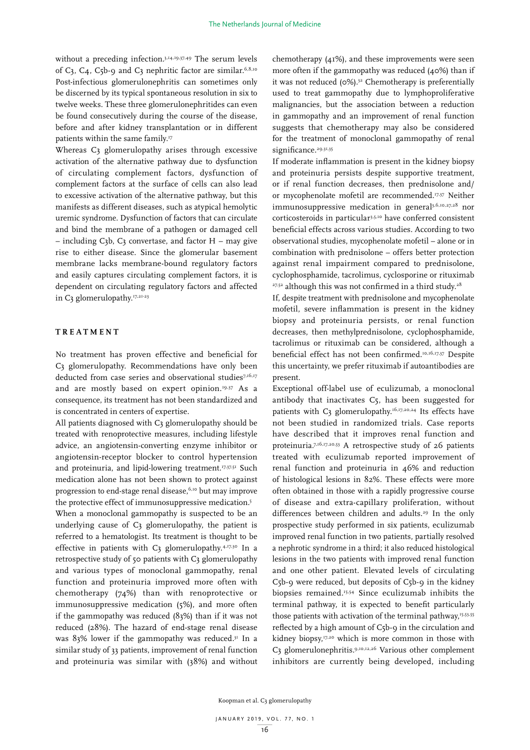without a preceding infection.[3,14,19,37,49] The serum levels of C3, C4, C5b-9 and C3 nephritic factor are similar.[6,8,10] Post-infectious glomerulonephritis can sometimes only be discerned by its typical spontaneous resolution in six to twelve weeks. These three glomerulonephritides can even be found consecutively during the course of the disease, before and after kidney transplantation or in different patients within the same family.[17]

Whereas C3 glomerulopathy arises through excessive activation of the alternative pathway due to dysfunction of circulating complement factors, dysfunction of complement factors at the surface of cells can also lead to excessive activation of the alternative pathway, but this manifests as different diseases, such as atypical hemolytic uremic syndrome. Dysfunction of factors that can circulate and bind the membrane of a pathogen or damaged cell – including C3b, C3 convertase, and factor H – may give rise to either disease. Since the glomerular basement membrane lacks membrane-bound regulatory factors and easily captures circulating complement factors, it is dependent on circulating regulatory factors and affected in C3 glomerulopathy.[17,21-23]

## TREATMENT

No treatment has proven effective and beneficial for C3 glomerulopathy. Recommendations have only been deducted from case series and observational studies[7,16,17] and are mostly based on expert opinion.[19,37] As a consequence, its treatment has not been standardized and is concentrated in centers of expertise.

All patients diagnosed with C3 glomerulopathy should be treated with renoprotective measures, including lifestyle advice, an angiotensin-converting enzyme inhibitor or angiotensin-receptor blocker to control hypertension and proteinuria, and lipid-lowering treatment.[17,37,51] Such medication alone has not been shown to protect against progression to end-stage renal disease,[6,10] but may improve the protective effect of immunosuppressive medication.[5]

When a monoclonal gammopathy is suspected to be an underlying cause of C3 glomerulopathy, the patient is referred to a hematologist. Its treatment is thought to be effective in patients with C3 glomerulopathy.[4,17,30] In a retrospective study of 50 patients with C3 glomerulopathy and various types of monoclonal gammopathy, renal function and proteinuria improved more often with chemotherapy (74%) than with renoprotective or immunosuppressive medication (5%), and more often if the gammopathy was reduced (83%) than if it was not reduced (28%). The hazard of end-stage renal disease was 83% lower if the gammopathy was reduced.[31] In a similar study of 33 patients, improvement of renal function and proteinuria was similar with (38%) and without chemotherapy (41%), and these improvements were seen more often if the gammopathy was reduced (40%) than if it was not reduced (0%).[32] Chemotherapy is preferentially used to treat gammopathy due to lymphoproliferative malignancies, but the association between a reduction in gammopathy and an improvement of renal function suggests that chemotherapy may also be considered for the treatment of monoclonal gammopathy of renal significance.[29,31,35]

If moderate inflammation is present in the kidney biopsy and proteinuria persists despite supportive treatment, or if renal function decreases, then prednisolone and/or mycophenolate mofetil are recommended.[17,37] Neither immunosuppressive medication in general[3,6,10,27,28] nor corticosteroids in particular[3,5,10] have conferred consistent beneficial effects across various studies. According to two observational studies, mycophenolate mofetil – alone or in combination with prednisolone – offers better protection against renal impairment compared to prednisolone, cyclophosphamide, tacrolimus, cyclosporine or rituximab[27,52] although this was not confirmed in a third study.[28]

If, despite treatment with prednisolone and mycophenolate mofetil, severe inflammation is present in the kidney biopsy and proteinuria persists, or renal function decreases, then methylprednisolone, cyclophosphamide, tacrolimus or rituximab can be considered, although a beneficial effect has not been confirmed.[10,16,17,37] Despite this uncertainty, we prefer rituximab if autoantibodies are present.

Exceptional off-label use of eculizumab, a monoclonal antibody that inactivates C5, has been suggested for patients with C3 glomerulopathy.[16,17,20,24] Its effects have not been studied in randomized trials. Case reports have described that it improves renal function and proteinuria.[7,16,17,20,53] A retrospective study of 26 patients treated with eculizumab reported improvement of renal function and proteinuria in 46% and reduction of histological lesions in 82%. These effects were more often obtained in those with a rapidly progressive course of disease and extra-capillary proliferation, without differences between children and adults.[29] In the only prospective study performed in six patients, eculizumab improved renal function in two patients, partially resolved a nephrotic syndrome in a third; it also reduced histological lesions in the two patients with improved renal function and one other patient. Elevated levels of circulating C5b-9 were reduced, but deposits of C5b-9 in the kidney biopsies remained.[15,54] Since eculizumab inhibits the terminal pathway, it is expected to benefit particularly those patients with activation of the terminal pathway,[15,53,55] reflected by a high amount of C5b-9 in the circulation and kidney biopsy,[17,20] which is more common in those with C3 glomerulonephritis.[9,10,12,26] Various other complement inhibitors are currently being developed, including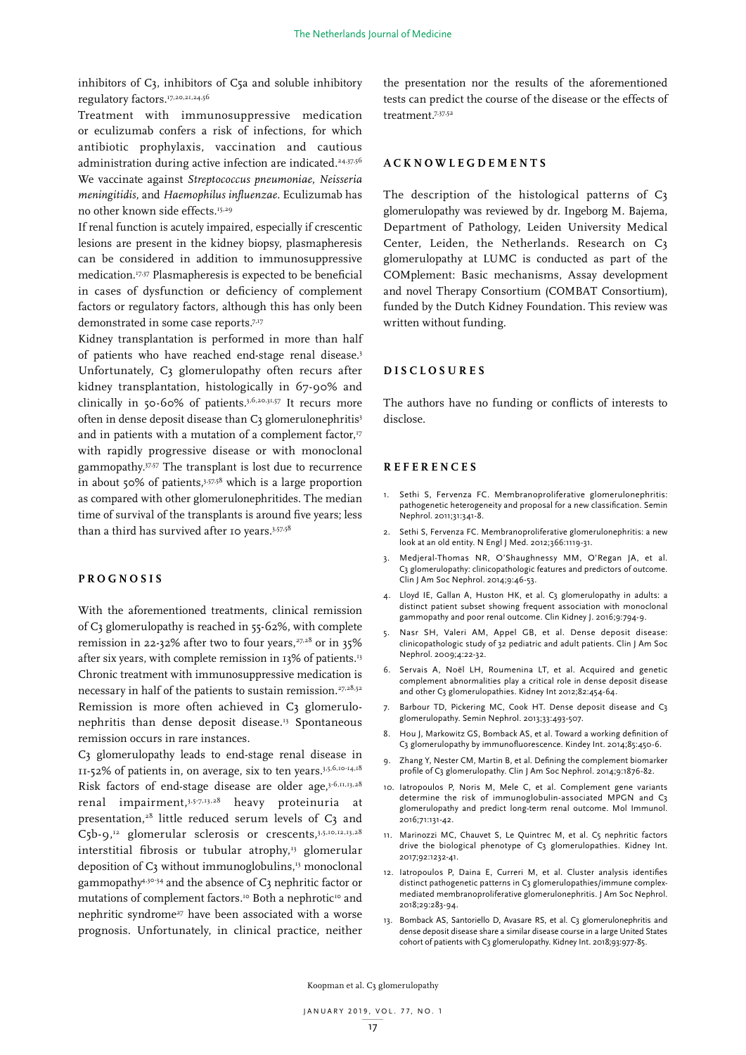inhibitors of C3, inhibitors of C5a and soluble inhibitory regulatory factors.[17,20,21,24,56]

Treatment with immunosuppressive medication or eculizumab confers a risk of infections, for which antibiotic prophylaxis, vaccination and cautious administration during active infection are indicated.[24,37,56] We vaccinate against *Streptococcus pneumoniae*, *Neisseria meningitidis*, and *Haemophilus influenzae*. Eculizumab has no other known side effects.[15,29]

If renal function is acutely impaired, especially if crescentic lesions are present in the kidney biopsy, plasmapheresis can be considered in addition to immunosuppressive medication.[17,37] Plasmapheresis is expected to be beneficial in cases of dysfunction or deficiency of complement factors or regulatory factors, although this has only been demonstrated in some case reports.[7,17]

Kidney transplantation is performed in more than half of patients who have reached end-stage renal disease.[3] Unfortunately, C3 glomerulopathy often recurs after kidney transplantation, histologically in 67-90% and clinically in 50-60% of patients.[3,6,20,31,57] It recurs more often in dense deposit disease than C3 glomerulonephritis[3] and in patients with a mutation of a complement factor,[17] with rapidly progressive disease or with monoclonal gammopathy.[37,57] The transplant is lost due to recurrence in about 50% of patients,[3,57,58] which is a large proportion as compared with other glomerulonephritides. The median time of survival of the transplants is around five years; less than a third has survived after 10 years.[3,57,58]

## PROGNOSIS

With the aforementioned treatments, clinical remission of C3 glomerulopathy is reached in 55-62%, with complete remission in 22-32% after two to four years,[27,28] or in 35% after six years, with complete remission in 13% of patients.[13] Chronic treatment with immunosuppressive medication is necessary in half of the patients to sustain remission.[27,28,52] Remission is more often achieved in C3 glomerulonephritis than dense deposit disease.[13] Spontaneous remission occurs in rare instances.

C3 glomerulopathy leads to end-stage renal disease in 11-52% of patients in, on average, six to ten years.[3,5,6,10-14,18] Risk factors of end-stage disease are older age,[3-6,11,13,28] renal impairment,[3,5-7,13,28] heavy proteinuria at presentation,[28] little reduced serum levels of C3 and C5b-9,[12] glomerular sclerosis or crescents,[3,5,10,12,13,28] interstitial fibrosis or tubular atrophy,[13] glomerular deposition of C3 without immunoglobulins,[13] monoclonal gammopathy[4,30-34] and the absence of C3 nephritic factor or mutations of complement factors.[10] Both a nephrotic[10] and nephritic syndrome[27] have been associated with a worse prognosis. Unfortunately, in clinical practice, neither the presentation nor the results of the aforementioned tests can predict the course of the disease or the effects of treatment.[7,37,52]

## ACKNOWLEGDEMENTS

The description of the histological patterns of C3 glomerulopathy was reviewed by dr. Ingeborg M. Bajema, Department of Pathology, Leiden University Medical Center, Leiden, the Netherlands. Research on C3 glomerulopathy at LUMC is conducted as part of the COMplement: Basic mechanisms, Assay development and novel Therapy Consortium (COMBAT Consortium), funded by the Dutch Kidney Foundation. This review was written without funding.

## DISCLOSURES

The authors have no funding or conflicts of interests to disclose.

## REFERENCES

1. Sethi S, Fervenza FC. Membranoproliferative glomerulonephritis: pathogenetic heterogeneity and proposal for a new classification. Semin Nephrol. 2011;31:341-8.
2. Sethi S, Fervenza FC. Membranoproliferative glomerulonephritis: a new look at an old entity. N Engl J Med. 2012;366:1119-31.
3. Medjeral-Thomas NR, O'Shaughnessy MM, O'Regan JA, et al. C3 glomerulopathy: clinicopathologic features and predictors of outcome. Clin J Am Soc Nephrol. 2014;9:46-53.
4. Lloyd IE, Gallan A, Huston HK, et al. C3 glomerulopathy in adults: a distinct patient subset showing frequent association with monoclonal gammopathy and poor renal outcome. Clin Kidney J. 2016;9:794-9.
5. Nasr SH, Valeri AM, Appel GB, et al. Dense deposit disease: clinicopathologic study of 32 pediatric and adult patients. Clin J Am Soc Nephrol. 2009;4:22-32.
6. Servais A, Noël LH, Roumenina LT, et al. Acquired and genetic complement abnormalities play a critical role in dense deposit disease and other C3 glomerulopathies. Kidney Int 2012;82:454-64.
7. Barbour TD, Pickering MC, Cook HT. Dense deposit disease and C3 glomerulopathy. Semin Nephrol. 2013;33:493-507.
8. Hou J, Markowitz GS, Bomback AS, et al. Toward a working definition of C3 glomerulopathy by immunofluorescence. Kindey Int. 2014;85:450-6.
9. Zhang Y, Nester CM, Martin B, et al. Defining the complement biomarker profile of C3 glomerulopathy. Clin J Am Soc Nephrol. 2014;9:1876-82.
10. Iatropoulos P, Noris M, Mele C, et al. Complement gene variants determine the risk of immunoglobulin-associated MPGN and C3 glomerulopathy and predict long-term renal outcome. Mol Immunol. 2016;71:131-42.
11. Marinozzi MC, Chauvet S, Le Quintrec M, et al. C5 nephritic factors drive the biological phenotype of C3 glomerulopathies. Kidney Int. 2017;92:1232-41.
12. Iatropoulos P, Daina E, Curreri M, et al. Cluster analysis identifies distinct pathogenetic patterns in C3 glomerulopathies/immune complex-mediated membranoproliferative glomerulonephritis. J Am Soc Nephrol. 2018;29:283-94.
13. Bomback AS, Santoriello D, Avasare RS, et al. C3 glomerulonephritis and dense deposit disease share a similar disease course in a large United States cohort of patients with C3 glomerulopathy. Kidney Int. 2018;93:977-85.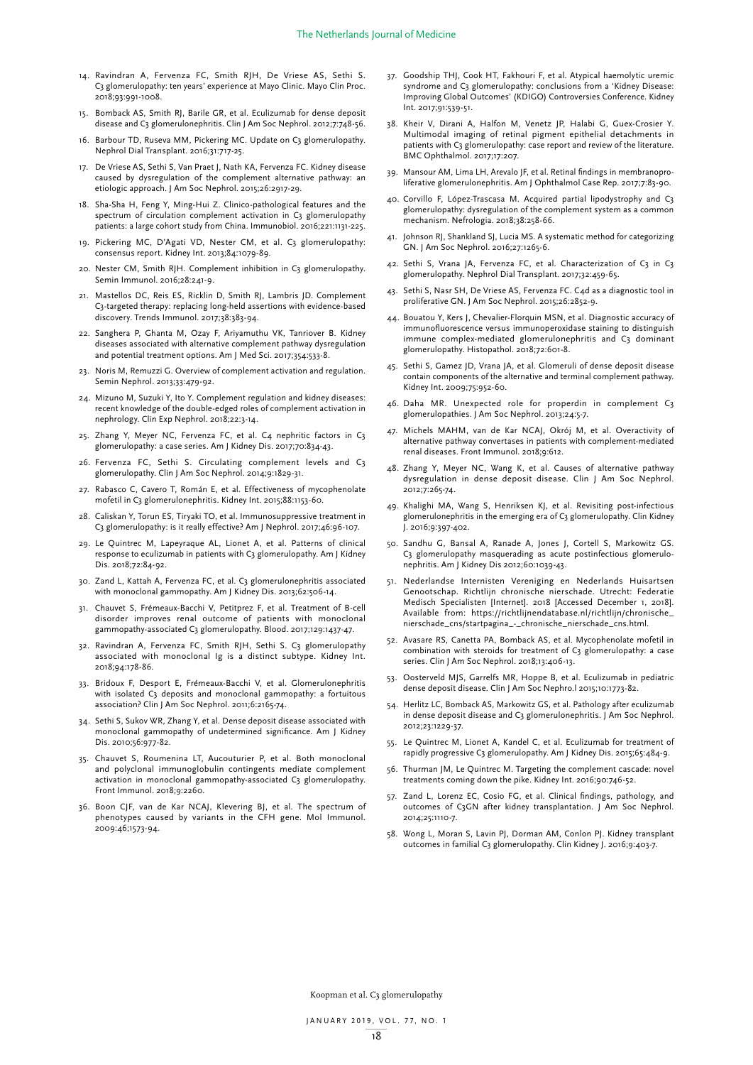14. Ravindran A, Fervenza FC, Smith RJH, De Vriese AS, Sethi S. C3 glomerulopathy: ten years' experience at Mayo Clinic. Mayo Clin Proc. 2018;93:991-1008.
15. Bomback AS, Smith RJ, Barile GR, et al. Eculizumab for dense deposit disease and C3 glomerulonephritis. Clin J Am Soc Nephrol. 2012;7:748-56.
16. Barbour TD, Ruseva MM, Pickering MC. Update on C3 glomerulopathy. Nephrol Dial Transplant. 2016;31:717-25.
17. De Vriese AS, Sethi S, Van Praet J, Nath KA, Fervenza FC. Kidney disease caused by dysregulation of the complement alternative pathway: an etiologic approach. J Am Soc Nephrol. 2015;26:2917-29.
18. Sha-Sha H, Feng Y, Ming-Hui Z. Clinico-pathological features and the spectrum of circulation complement activation in C3 glomerulopathy patients: a large cohort study from China. Immunobiol. 2016;221:1131-225.
19. Pickering MC, D'Agati VD, Nester CM, et al. C3 glomerulopathy: consensus report. Kidney Int. 2013;84:1079-89.
20. Nester CM, Smith RJH. Complement inhibition in C3 glomerulopathy. Semin Immunol. 2016;28:241-9.
21. Mastellos DC, Reis ES, Ricklin D, Smith RJ, Lambris JD. Complement C3-targeted therapy: replacing long-held assertions with evidence-based discovery. Trends Immunol. 2017;38:383-94.
22. Sanghera P, Ghanta M, Ozay F, Ariyamuthu VK, Tanriover B. Kidney diseases associated with alternative complement pathway dysregulation and potential treatment options. Am J Med Sci. 2017;354:533-8.
23. Noris M, Remuzzi G. Overview of complement activation and regulation. Semin Nephrol. 2013;33:479-92.
24. Mizuno M, Suzuki Y, Ito Y. Complement regulation and kidney diseases: recent knowledge of the double-edged roles of complement activation in nephrology. Clin Exp Nephrol. 2018;22:3-14.
25. Zhang Y, Meyer NC, Fervenza FC, et al. C4 nephritic factors in C3 glomerulopathy: a case series. Am J Kidney Dis. 2017;70:834-43.
26. Fervenza FC, Sethi S. Circulating complement levels and C3 glomerulopathy. Clin J Am Soc Nephrol. 2014;9:1829-31.
27. Rabasco C, Cavero T, Román E, et al. Effectiveness of mycophenolate mofetil in C3 glomerulonephritis. Kidney Int. 2015;88:1153-60.
28. Caliskan Y, Torun ES, Tiryaki TO, et al. Immunosuppressive treatment in C3 glomerulopathy: is it really effective? Am J Nephrol. 2017;46:96-107.
29. Le Quintrec M, Lapeyraque AL, Lionet A, et al. Patterns of clinical response to eculizumab in patients with C3 glomerulopathy. Am J Kidney Dis. 2018;72:84-92.
30. Zand L, Kattah A, Fervenza FC, et al. C3 glomerulonephritis associated with monoclonal gammopathy. Am J Kidney Dis. 2013;62:506-14.
31. Chauvet S, Frémeaux-Bacchi V, Petitprez F, et al. Treatment of B-cell disorder improves renal outcome of patients with monoclonal gammopathy-associated C3 glomerulopathy. Blood. 2017;129:1437-47.
32. Ravindran A, Fervenza FC, Smith RJH, Sethi S. C3 glomerulopathy associated with monoclonal Ig is a distinct subtype. Kidney Int. 2018;94:178-86.
33. Bridoux F, Desport E, Frémeaux-Bacchi V, et al. Glomerulonephritis with isolated C3 deposits and monoclonal gammopathy: a fortuitous association? Clin J Am Soc Nephrol. 2011;6:2165-74.
34. Sethi S, Sukov WR, Zhang Y, et al. Dense deposit disease associated with monoclonal gammopathy of undetermined significance. Am J Kidney Dis. 2010;56:977-82.
35. Chauvet S, Roumenina LT, Aucouturier P, et al. Both monoclonal and polyclonal immunoglobulin contingents mediate complement activation in monoclonal gammopathy-associated C3 glomerulopathy. Front Immunol. 2018;9:2260.
36. Boon CJF, van de Kar NCAJ, Klevering BJ, et al. The spectrum of phenotypes caused by variants in the CFH gene. Mol Immunol. 2009:46;1573-94.
37. Goodship THJ, Cook HT, Fakhouri F, et al. Atypical haemolytic uremic syndrome and C3 glomerulopathy: conclusions from a 'Kidney Disease: Improving Global Outcomes' (KDIGO) Controversies Conference. Kidney Int. 2017;91:539-51.
38. Kheir V, Dirani A, Halfon M, Venetz JP, Halabi G, Guex-Crosier Y. Multimodal imaging of retinal pigment epithelial detachments in patients with C3 glomerulopathy: case report and review of the literature. BMC Ophthalmol. 2017;17:207.
39. Mansour AM, Lima LH, Arevalo JF, et al. Retinal findings in membranoproliferative glomerulonephritis. Am J Ophthalmol Case Rep. 2017;7:83-90.
40. Corvillo F, López-Trascasa M. Acquired partial lipodystrophy and C3 glomerulopathy: dysregulation of the complement system as a common mechanism. Nefrologia. 2018;38:258-66.
41. Johnson RJ, Shankland SJ, Lucia MS. A systematic method for categorizing GN. J Am Soc Nephrol. 2016;27:1265-6.
42. Sethi S, Vrana JA, Fervenza FC, et al. Characterization of C3 in C3 glomerulopathy. Nephrol Dial Transplant. 2017;32:459-65.
43. Sethi S, Nasr SH, De Vriese AS, Fervenza FC. C4d as a diagnostic tool in proliferative GN. J Am Soc Nephrol. 2015;26:2852-9.
44. Bouatou Y, Kers J, Chevalier-Florquin MSN, et al. Diagnostic accuracy of immunofluorescence versus immunoperoxidase staining to distinguish immune complex-mediated glomerulonephritis and C3 dominant glomerulopathy. Histopathol. 2018;72:601-8.
45. Sethi S, Gamez JD, Vrana JA, et al. Glomeruli of dense deposit disease contain components of the alternative and terminal complement pathway. Kidney Int. 2009;75:952-60.
46. Daha MR. Unexpected role for properdin in complement C3 glomerulopathies. J Am Soc Nephrol. 2013;24:5-7.
47. Michels MAHM, van de Kar NCAJ, Okrój M, et al. Overactivity of alternative pathway convertases in patients with complement-mediated renal diseases. Front Immunol. 2018;9:612.
48. Zhang Y, Meyer NC, Wang K, et al. Causes of alternative pathway dysregulation in dense deposit disease. Clin J Am Soc Nephrol. 2012;7:265-74.
49. Khalighi MA, Wang S, Henriksen KJ, et al. Revisiting post-infectious glomerulonephritis in the emerging era of C3 glomerulopathy. Clin Kidney J. 2016;9:397-402.
50. Sandhu G, Bansal A, Ranade A, Jones J, Cortell S, Markowitz GS. C3 glomerulopathy masquerading as acute postinfectious glomerulonephritis. Am J Kidney Dis 2012;60:1039-43.
51. Nederlandse Internisten Vereniging en Nederlands Huisartsen Genootschap. Richtlijn chronische nierschade. Utrecht: Federatie Medisch Specialisten [Internet]. 2018 [Accessed December 1, 2018]. Available from: https://richtlijnendatabase.nl/richtlijn/chronische_nierschade_cns/startpagina_-_chronische_nierschade_cns.html.
52. Avasare RS, Canetta PA, Bomback AS, et al. Mycophenolate mofetil in combination with steroids for treatment of C3 glomerulopathy: a case series. Clin J Am Soc Nephrol. 2018;13:406-13.
53. Oosterveld MJS, Garrelfs MR, Hoppe B, et al. Eculizumab in pediatric dense deposit disease. Clin J Am Soc Nephro.l 2015;10:1773-82.
54. Herlitz LC, Bomback AS, Markowitz GS, et al. Pathology after eculizumab in dense deposit disease and C3 glomerulonephritis. J Am Soc Nephrol. 2012;23:1229-37.
55. Le Quintrec M, Lionet A, Kandel C, et al. Eculizumab for treatment of rapidly progressive C3 glomerulopathy. Am J Kidney Dis. 2015;65:484-9.
56. Thurman JM, Le Quintrec M. Targeting the complement cascade: novel treatments coming down the pike. Kidney Int. 2016;90:746-52.
57. Zand L, Lorenz EC, Cosio FG, et al. Clinical findings, pathology, and outcomes of C3GN after kidney transplantation. J Am Soc Nephrol. 2014;25:1110-7.
58. Wong L, Moran S, Lavin PJ, Dorman AM, Conlon PJ. Kidney transplant outcomes in familial C3 glomerulopathy. Clin Kidney J. 2016;9:403-7.